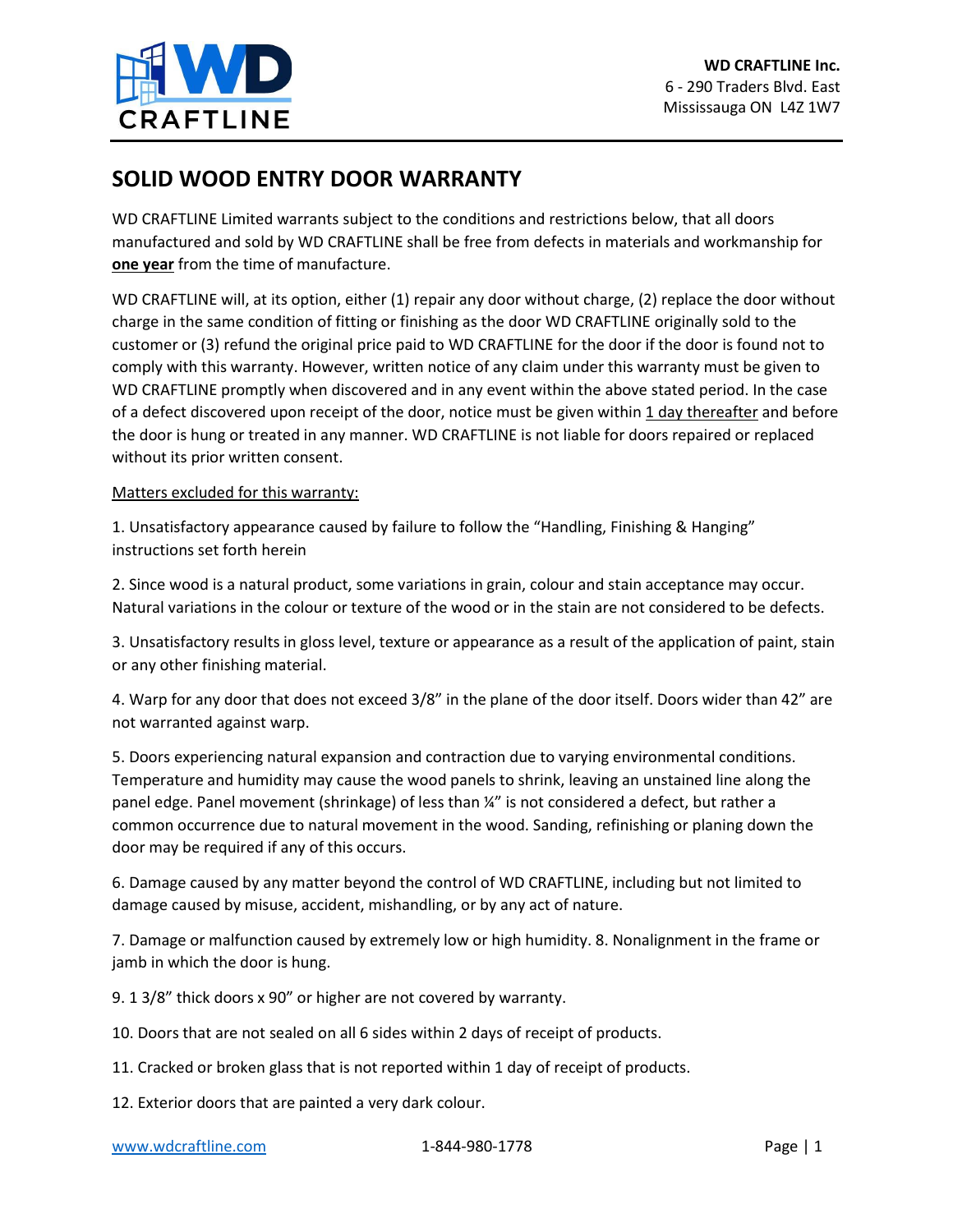**WD CRAFTLINE Inc.**
6 - 290 Traders Blvd. East
Mississauga ON L4Z 1W7

# SOLID WOOD ENTRY DOOR WARRANTY

WD CRAFTLINE Limited warrants subject to the conditions and restrictions below, that all doors manufactured and sold by WD CRAFTLINE shall be free from defects in materials and workmanship for **one year** from the time of manufacture.

WD CRAFTLINE will, at its option, either (1) repair any door without charge, (2) replace the door without charge in the same condition of fitting or finishing as the door WD CRAFTLINE originally sold to the customer or (3) refund the original price paid to WD CRAFTLINE for the door if the door is found not to comply with this warranty. However, written notice of any claim under this warranty must be given to WD CRAFTLINE promptly when discovered and in any event within the above stated period. In the case of a defect discovered upon receipt of the door, notice must be given within 1 day thereafter and before the door is hung or treated in any manner. WD CRAFTLINE is not liable for doors repaired or replaced without its prior written consent.

Matters excluded for this warranty:

1. Unsatisfactory appearance caused by failure to follow the "Handling, Finishing & Hanging" instructions set forth herein

2. Since wood is a natural product, some variations in grain, colour and stain acceptance may occur. Natural variations in the colour or texture of the wood or in the stain are not considered to be defects.

3. Unsatisfactory results in gloss level, texture or appearance as a result of the application of paint, stain or any other finishing material.

4. Warp for any door that does not exceed 3/8" in the plane of the door itself. Doors wider than 42" are not warranted against warp.

5. Doors experiencing natural expansion and contraction due to varying environmental conditions. Temperature and humidity may cause the wood panels to shrink, leaving an unstained line along the panel edge. Panel movement (shrinkage) of less than ¼" is not considered a defect, but rather a common occurrence due to natural movement in the wood. Sanding, refinishing or planing down the door may be required if any of this occurs.

6. Damage caused by any matter beyond the control of WD CRAFTLINE, including but not limited to damage caused by misuse, accident, mishandling, or by any act of nature.

7. Damage or malfunction caused by extremely low or high humidity. 8. Nonalignment in the frame or jamb in which the door is hung.

9. 1 3/8" thick doors x 90" or higher are not covered by warranty.

10. Doors that are not sealed on all 6 sides within 2 days of receipt of products.

11. Cracked or broken glass that is not reported within 1 day of receipt of products.

12. Exterior doors that are painted a very dark colour.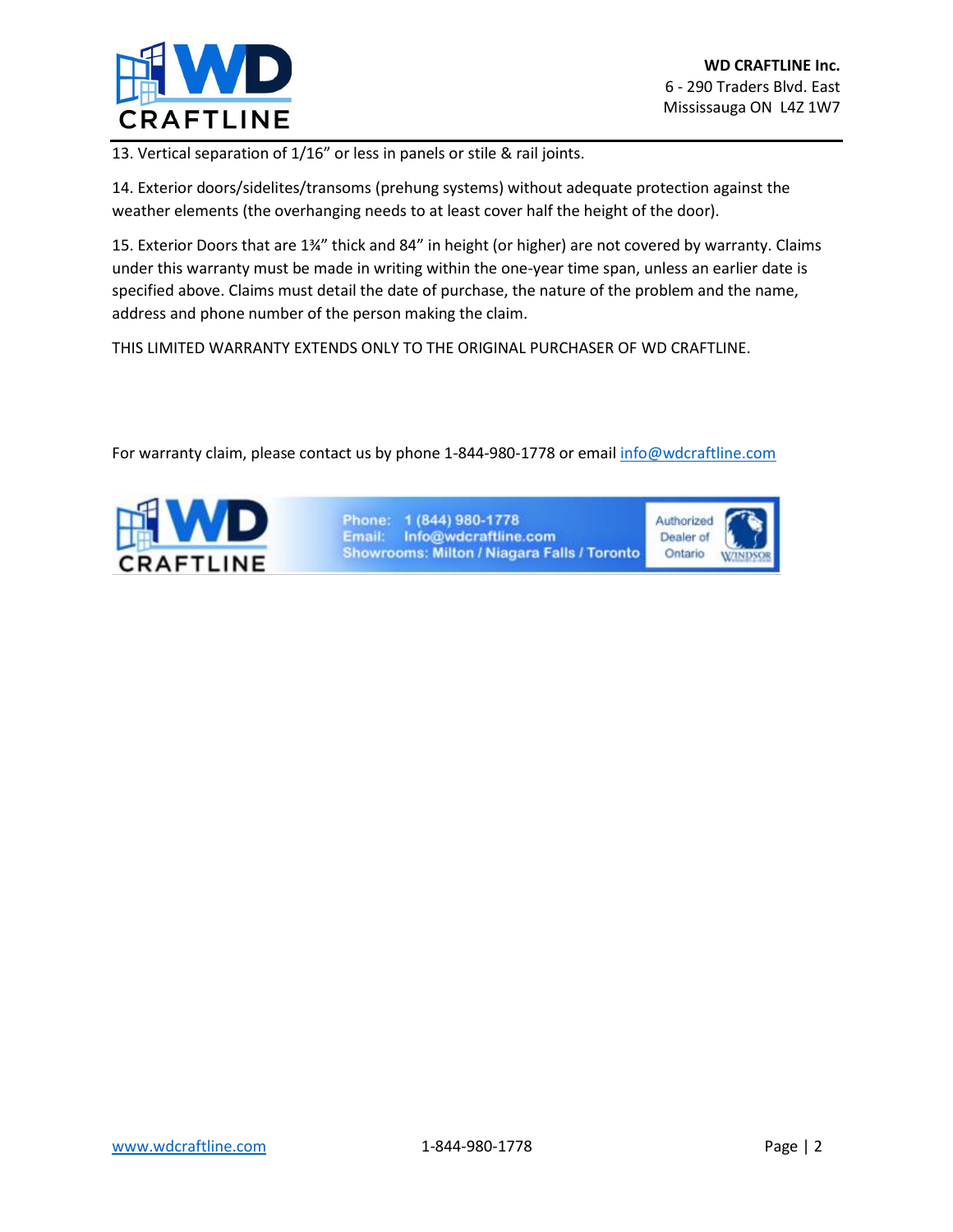13. Vertical separation of 1/16” or less in panels or stile & rail joints.

14. Exterior doors/sidelites/transoms (prehung systems) without adequate protection against the weather elements (the overhanging needs to at least cover half the height of the door).

15. Exterior Doors that are 1¾” thick and 84” in height (or higher) are not covered by warranty. Claims under this warranty must be made in writing within the one-year time span, unless an earlier date is specified above. Claims must detail the date of purchase, the nature of the problem and the name, address and phone number of the person making the claim.

THIS LIMITED WARRANTY EXTENDS ONLY TO THE ORIGINAL PURCHASER OF WD CRAFTLINE.

For warranty claim, please contact us by phone 1-844-980-1778 or email info@wdcraftline.com

Phone: 1 (844) 980-1778
Email: Info@wdcraftline.com
Showrooms: Milton / Niagara Falls / Toronto

Authorized Dealer of Ontario